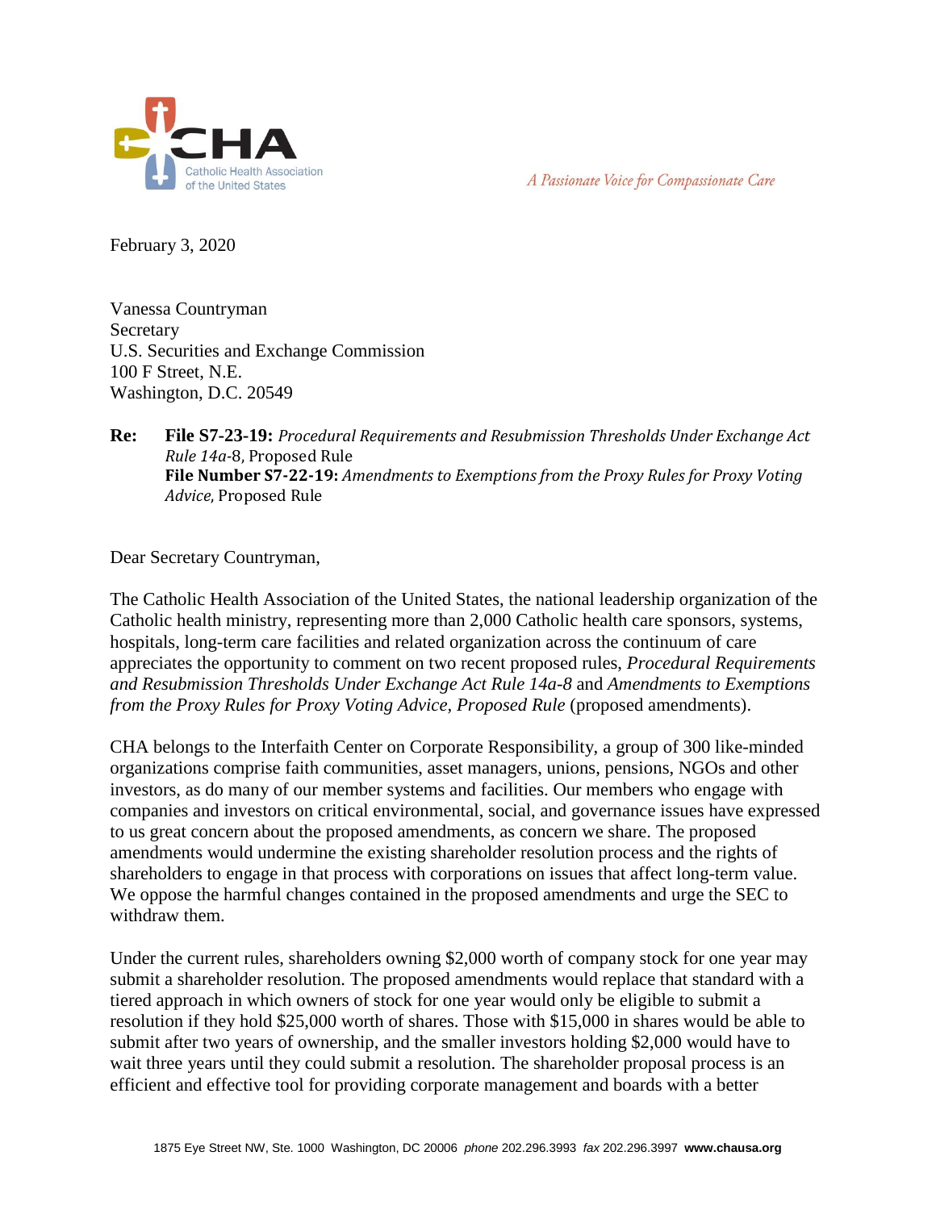A Passionate Voice for Compassionate Care

February 3, 2020

Vanessa Countryman
Secretary
U.S. Securities and Exchange Commission
100 F Street, N.E.
Washington, D.C. 20549

**Re:** **File S7-23-19:** *Procedural Requirements and Resubmission Thresholds Under Exchange Act Rule 14a-8,* Proposed Rule
**File Number S7-22-19:** *Amendments to Exemptions from the Proxy Rules for Proxy Voting Advice,* Proposed Rule

Dear Secretary Countryman,

The Catholic Health Association of the United States, the national leadership organization of the Catholic health ministry, representing more than 2,000 Catholic health care sponsors, systems, hospitals, long-term care facilities and related organization across the continuum of care appreciates the opportunity to comment on two recent proposed rules, *Procedural Requirements and Resubmission Thresholds Under Exchange Act Rule 14a-8* and *Amendments to Exemptions from the Proxy Rules for Proxy Voting Advice, Proposed Rule* (proposed amendments).

CHA belongs to the Interfaith Center on Corporate Responsibility, a group of 300 like-minded organizations comprise faith communities, asset managers, unions, pensions, NGOs and other investors, as do many of our member systems and facilities. Our members who engage with companies and investors on critical environmental, social, and governance issues have expressed to us great concern about the proposed amendments, as concern we share. The proposed amendments would undermine the existing shareholder resolution process and the rights of shareholders to engage in that process with corporations on issues that affect long-term value. We oppose the harmful changes contained in the proposed amendments and urge the SEC to withdraw them.

Under the current rules, shareholders owning $2,000 worth of company stock for one year may submit a shareholder resolution. The proposed amendments would replace that standard with a tiered approach in which owners of stock for one year would only be eligible to submit a resolution if they hold $25,000 worth of shares. Those with $15,000 in shares would be able to submit after two years of ownership, and the smaller investors holding $2,000 would have to wait three years until they could submit a resolution. The shareholder proposal process is an efficient and effective tool for providing corporate management and boards with a better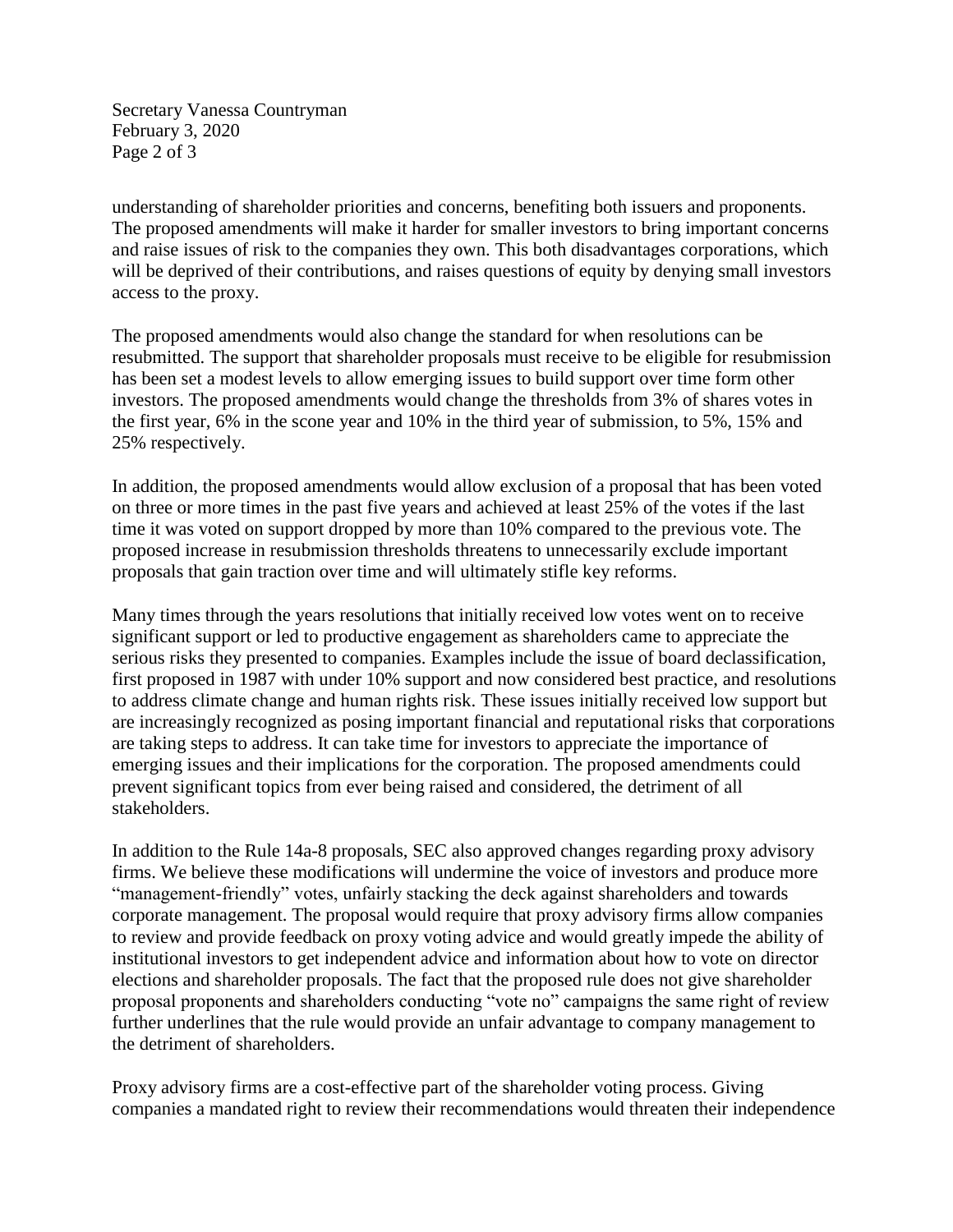understanding of shareholder priorities and concerns, benefiting both issuers and proponents. The proposed amendments will make it harder for smaller investors to bring important concerns and raise issues of risk to the companies they own. This both disadvantages corporations, which will be deprived of their contributions, and raises questions of equity by denying small investors access to the proxy.

The proposed amendments would also change the standard for when resolutions can be resubmitted. The support that shareholder proposals must receive to be eligible for resubmission has been set a modest levels to allow emerging issues to build support over time form other investors. The proposed amendments would change the thresholds from 3% of shares votes in the first year, 6% in the scone year and 10% in the third year of submission, to 5%, 15% and 25% respectively.

In addition, the proposed amendments would allow exclusion of a proposal that has been voted on three or more times in the past five years and achieved at least 25% of the votes if the last time it was voted on support dropped by more than 10% compared to the previous vote. The proposed increase in resubmission thresholds threatens to unnecessarily exclude important proposals that gain traction over time and will ultimately stifle key reforms.

Many times through the years resolutions that initially received low votes went on to receive significant support or led to productive engagement as shareholders came to appreciate the serious risks they presented to companies. Examples include the issue of board declassification, first proposed in 1987 with under 10% support and now considered best practice, and resolutions to address climate change and human rights risk. These issues initially received low support but are increasingly recognized as posing important financial and reputational risks that corporations are taking steps to address. It can take time for investors to appreciate the importance of emerging issues and their implications for the corporation. The proposed amendments could prevent significant topics from ever being raised and considered, the detriment of all stakeholders.

In addition to the Rule 14a-8 proposals, SEC also approved changes regarding proxy advisory firms. We believe these modifications will undermine the voice of investors and produce more "management-friendly" votes, unfairly stacking the deck against shareholders and towards corporate management. The proposal would require that proxy advisory firms allow companies to review and provide feedback on proxy voting advice and would greatly impede the ability of institutional investors to get independent advice and information about how to vote on director elections and shareholder proposals. The fact that the proposed rule does not give shareholder proposal proponents and shareholders conducting "vote no" campaigns the same right of review further underlines that the rule would provide an unfair advantage to company management to the detriment of shareholders.

Proxy advisory firms are a cost-effective part of the shareholder voting process. Giving companies a mandated right to review their recommendations would threaten their independence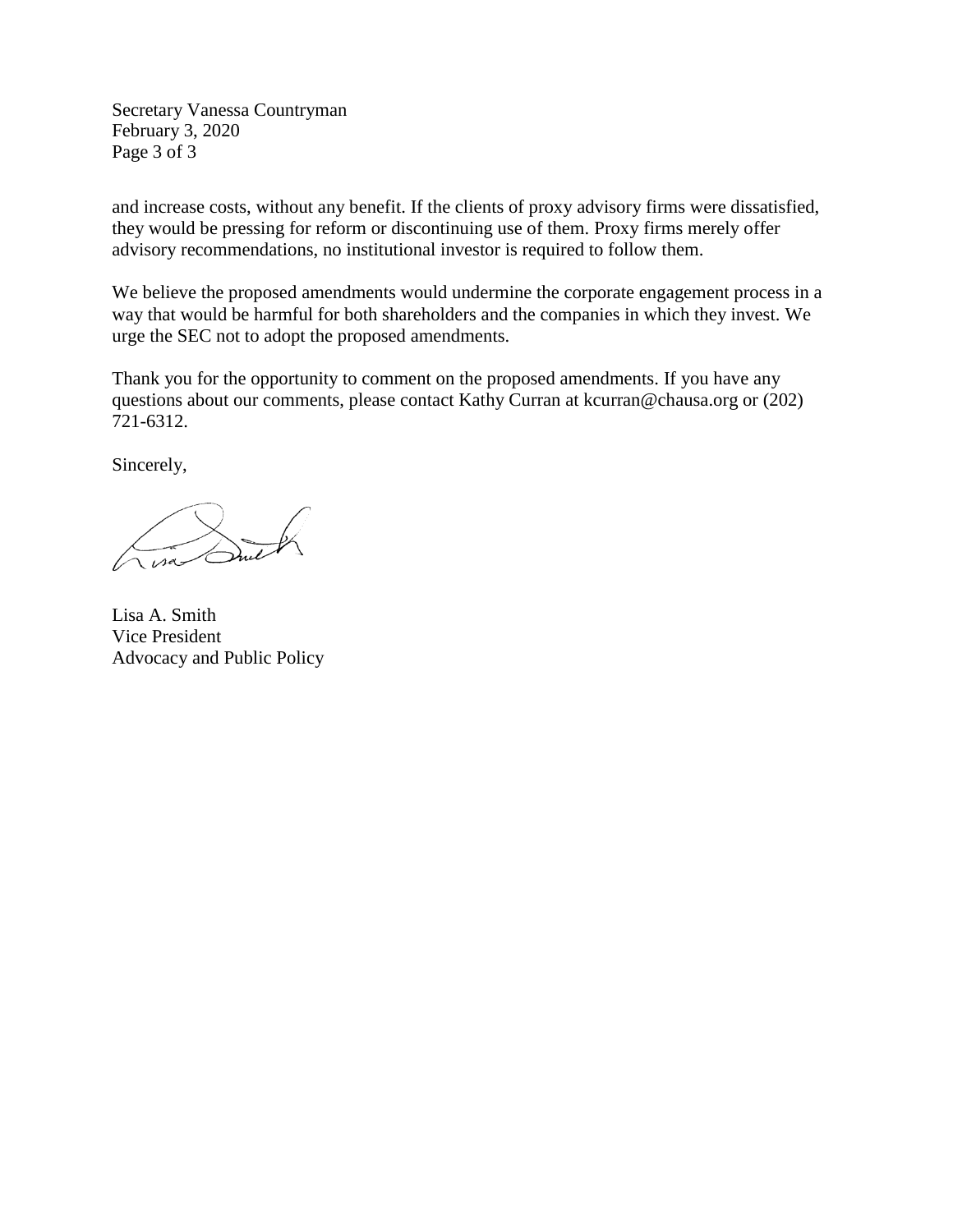and increase costs, without any benefit. If the clients of proxy advisory firms were dissatisfied, they would be pressing for reform or discontinuing use of them. Proxy firms merely offer advisory recommendations, no institutional investor is required to follow them.

We believe the proposed amendments would undermine the corporate engagement process in a way that would be harmful for both shareholders and the companies in which they invest. We urge the SEC not to adopt the proposed amendments.

Thank you for the opportunity to comment on the proposed amendments. If you have any questions about our comments, please contact Kathy Curran at kcurran@chausa.org or (202) 721-6312.

Sincerely,

Lisa A. Smith
Vice President
Advocacy and Public Policy